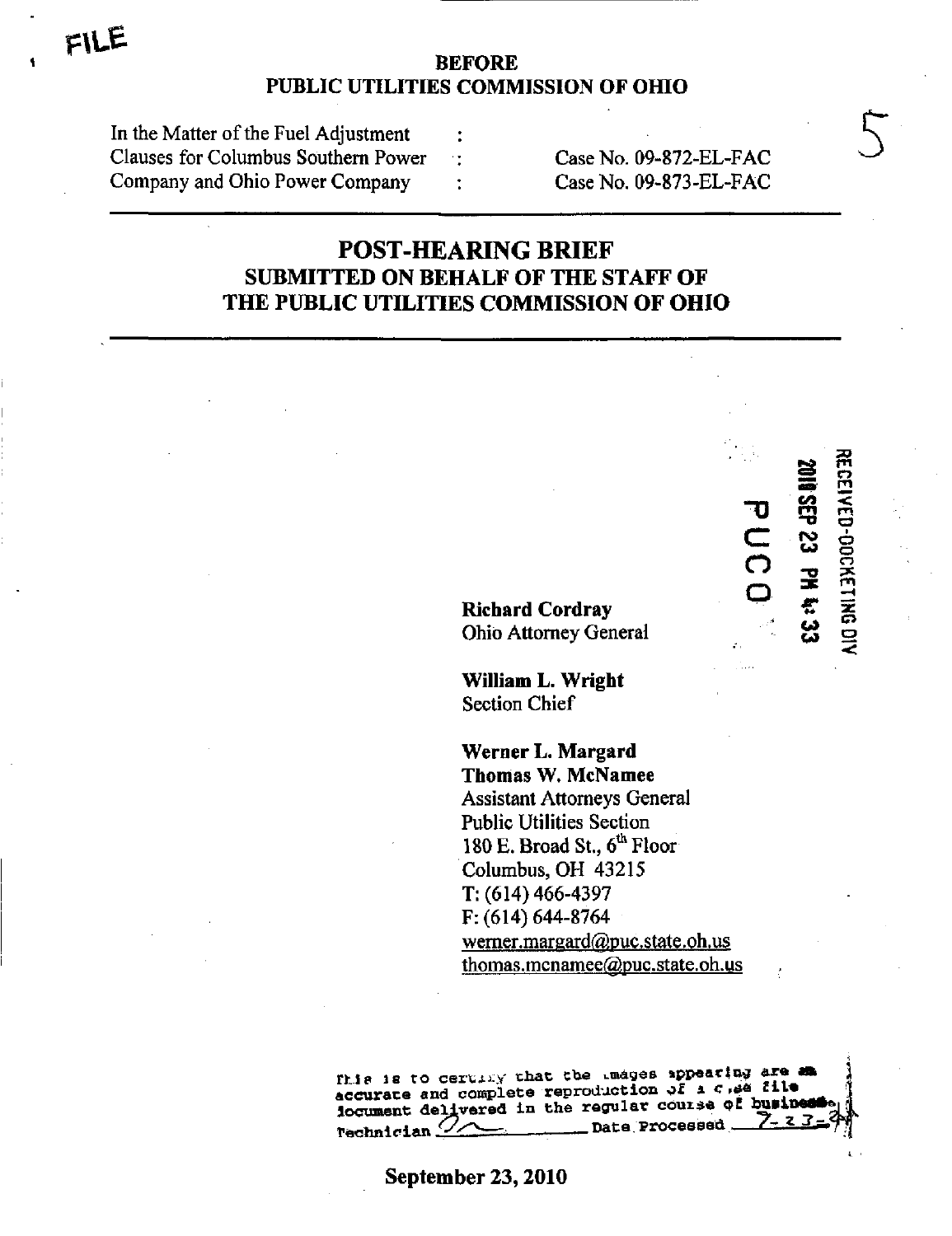FILE

**BEFORE**
**PUBLIC UTILITIES COMMISSION OF OHIO**

| | | |
|---|---|---|
| In the Matter of the Fuel Adjustment | : | |
| Clauses for Columbus Southern Power | : | Case No. 09-872-EL-FAC |
| Company and Ohio Power Company | : | Case No. 09-873-EL-FAC |

# POST-HEARING BRIEF
## SUBMITTED ON BEHALF OF THE STAFF OF THE PUBLIC UTILITIES COMMISSION OF OHIO

RECEIVED-DOCKETING DIV

2010 SEP 23 PM 4:33

PUCO

**Richard Cordray**
Ohio Attorney General

**William L. Wright**
Section Chief

**Werner L. Margard**
**Thomas W. McNamee**
Assistant Attorneys General
Public Utilities Section
180 E. Broad St., 6th Floor
Columbus, OH 43215
T: (614) 466-4397
F: (614) 644-8764
werner.margard@puc.state.oh.us
thomas.mcnamee@puc.state.oh.us

This is to certify that the images appearing are an accurate and complete reproduction of a case file document delivered in the regular course of business. Technician ___ Date Processed 7-23-

**September 23, 2010**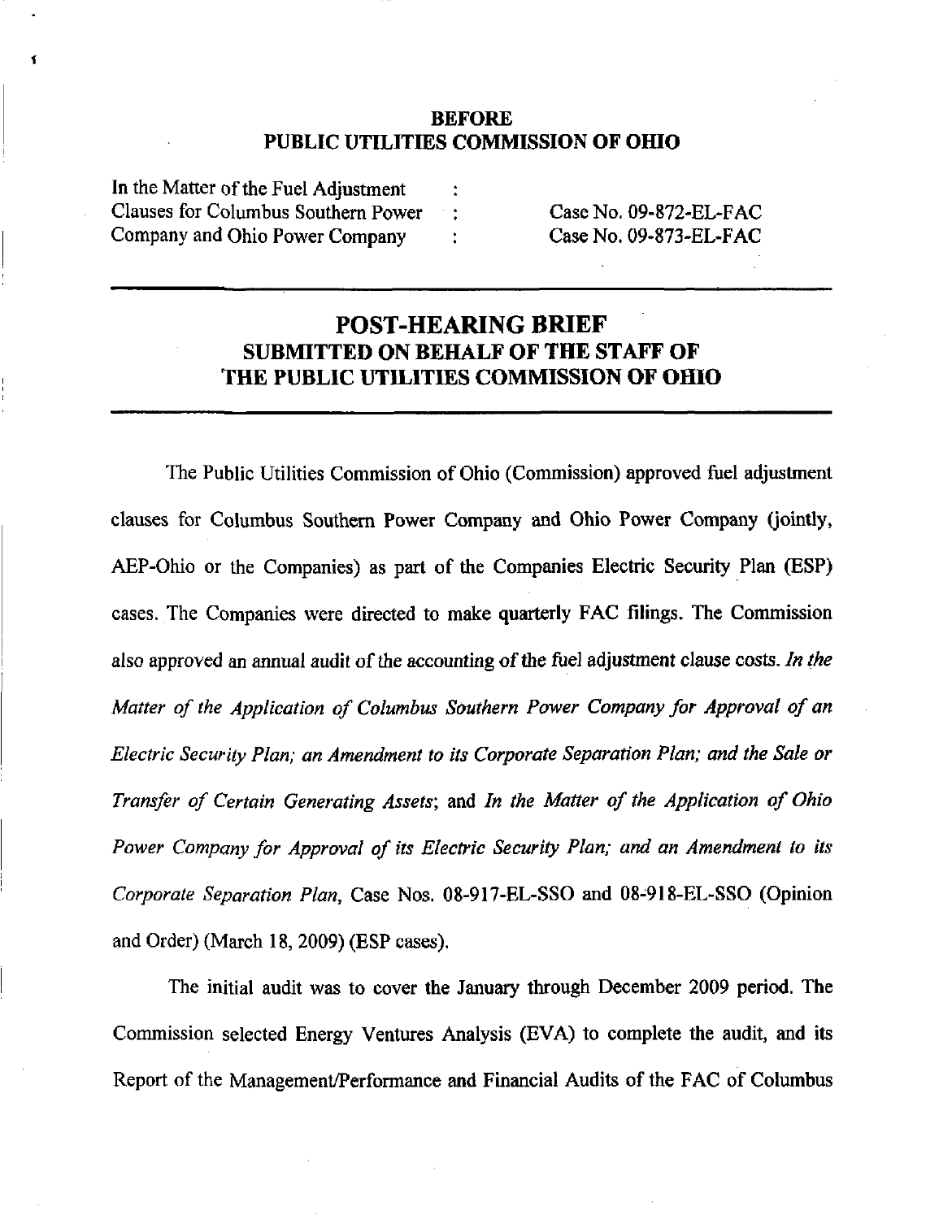**BEFORE**
**PUBLIC UTILITIES COMMISSION OF OHIO**

| | | |
|---|---|---|
| In the Matter of the Fuel Adjustment | : | |
| Clauses for Columbus Southern Power | : | Case No. 09-872-EL-FAC |
| Company and Ohio Power Company | : | Case No. 09-873-EL-FAC |

---

# POST-HEARING BRIEF
## SUBMITTED ON BEHALF OF THE STAFF OF THE PUBLIC UTILITIES COMMISSION OF OHIO

---

The Public Utilities Commission of Ohio (Commission) approved fuel adjustment clauses for Columbus Southern Power Company and Ohio Power Company (jointly, AEP-Ohio or the Companies) as part of the Companies Electric Security Plan (ESP) cases. The Companies were directed to make quarterly FAC filings. The Commission also approved an annual audit of the accounting of the fuel adjustment clause costs. *In the Matter of the Application of Columbus Southern Power Company for Approval of an Electric Security Plan; an Amendment to its Corporate Separation Plan; and the Sale or Transfer of Certain Generating Assets*; and *In the Matter of the Application of Ohio Power Company for Approval of its Electric Security Plan; and an Amendment to its Corporate Separation Plan*, Case Nos. 08-917-EL-SSO and 08-918-EL-SSO (Opinion and Order) (March 18, 2009) (ESP cases).

The initial audit was to cover the January through December 2009 period. The Commission selected Energy Ventures Analysis (EVA) to complete the audit, and its Report of the Management/Performance and Financial Audits of the FAC of Columbus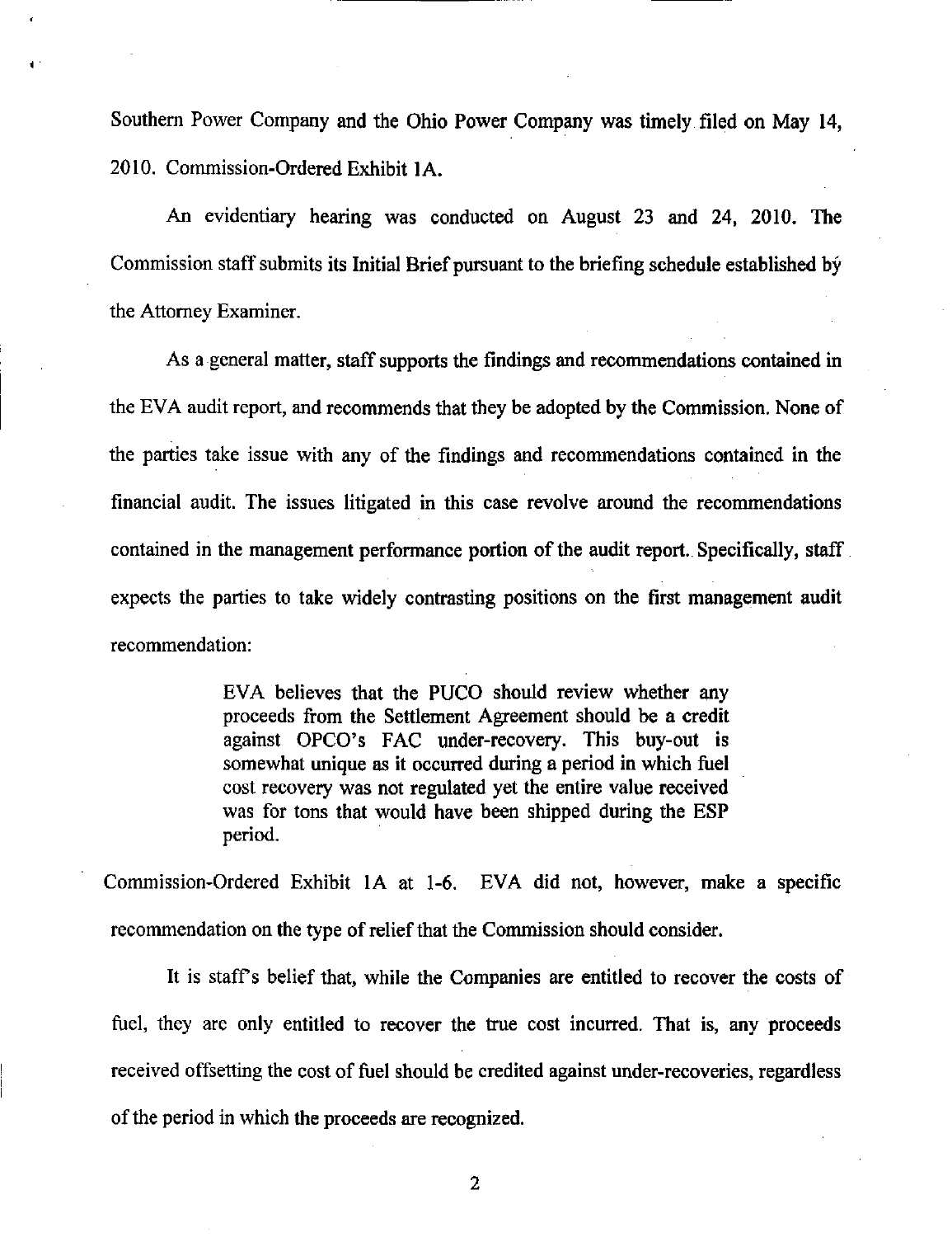Southern Power Company and the Ohio Power Company was timely filed on May 14, 2010. Commission-Ordered Exhibit 1A.

An evidentiary hearing was conducted on August 23 and 24, 2010. The Commission staff submits its Initial Brief pursuant to the briefing schedule established by the Attorney Examiner.

As a general matter, staff supports the findings and recommendations contained in the EVA audit report, and recommends that they be adopted by the Commission. None of the parties take issue with any of the findings and recommendations contained in the financial audit. The issues litigated in this case revolve around the recommendations contained in the management performance portion of the audit report. Specifically, staff expects the parties to take widely contrasting positions on the first management audit recommendation:

> EVA believes that the PUCO should review whether any proceeds from the Settlement Agreement should be a credit against OPCO's FAC under-recovery. This buy-out is somewhat unique as it occurred during a period in which fuel cost recovery was not regulated yet the entire value received was for tons that would have been shipped during the ESP period.

Commission-Ordered Exhibit 1A at 1-6. EVA did not, however, make a specific recommendation on the type of relief that the Commission should consider.

It is staff's belief that, while the Companies are entitled to recover the costs of fuel, they are only entitled to recover the true cost incurred. That is, any proceeds received offsetting the cost of fuel should be credited against under-recoveries, regardless of the period in which the proceeds are recognized.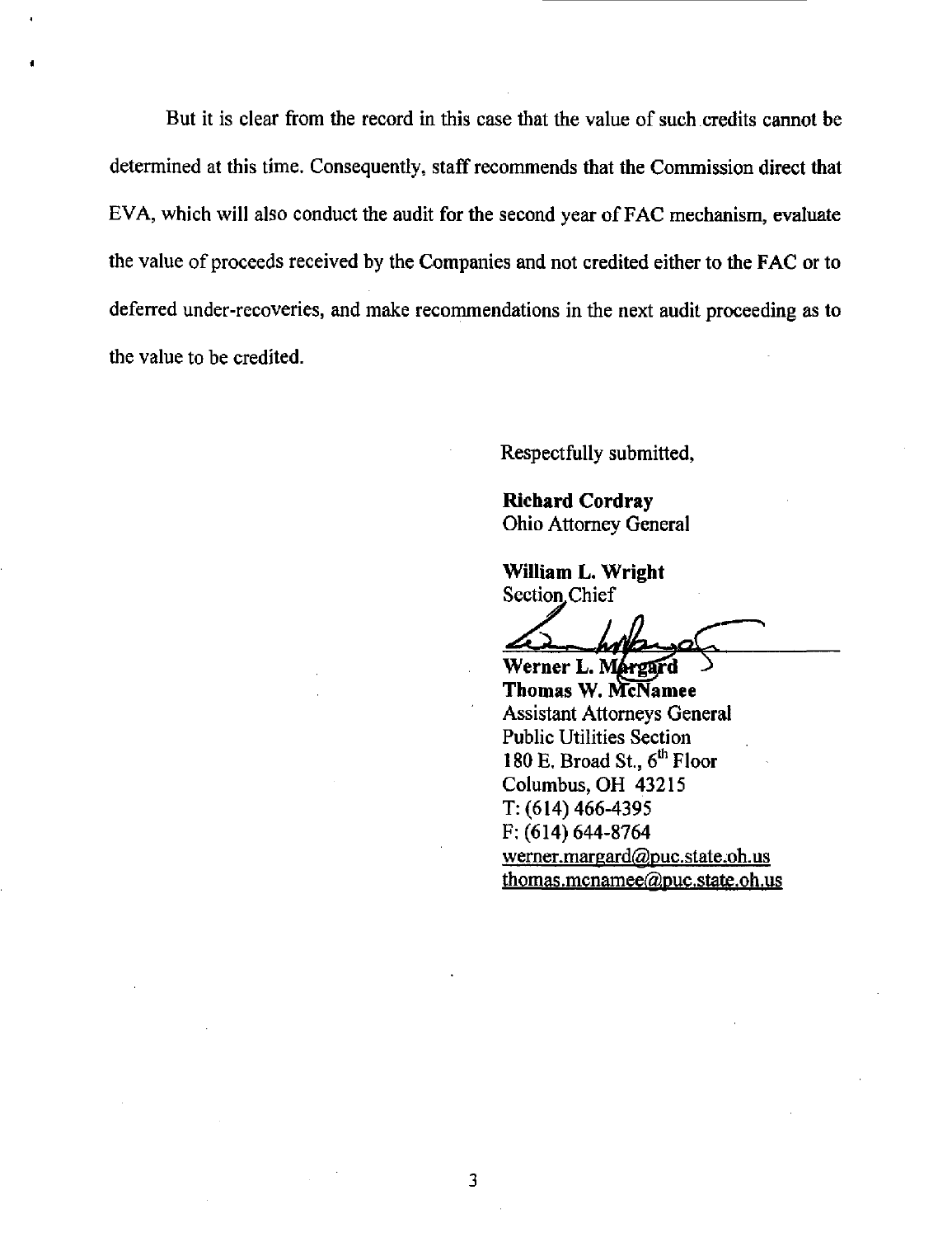But it is clear from the record in this case that the value of such credits cannot be determined at this time. Consequently, staff recommends that the Commission direct that EVA, which will also conduct the audit for the second year of FAC mechanism, evaluate the value of proceeds received by the Companies and not credited either to the FAC or to deferred under-recoveries, and make recommendations in the next audit proceeding as to the value to be credited.

Respectfully submitted,

**Richard Cordray**
Ohio Attorney General

**William L. Wright**
Section Chief

**Werner L. Margard**
**Thomas W. McNamee**
Assistant Attorneys General
Public Utilities Section
180 E. Broad St., 6th Floor
Columbus, OH 43215
T: (614) 466-4395
F: (614) 644-8764
werner.margard@puc.state.oh.us
thomas.mcnamee@puc.state.oh.us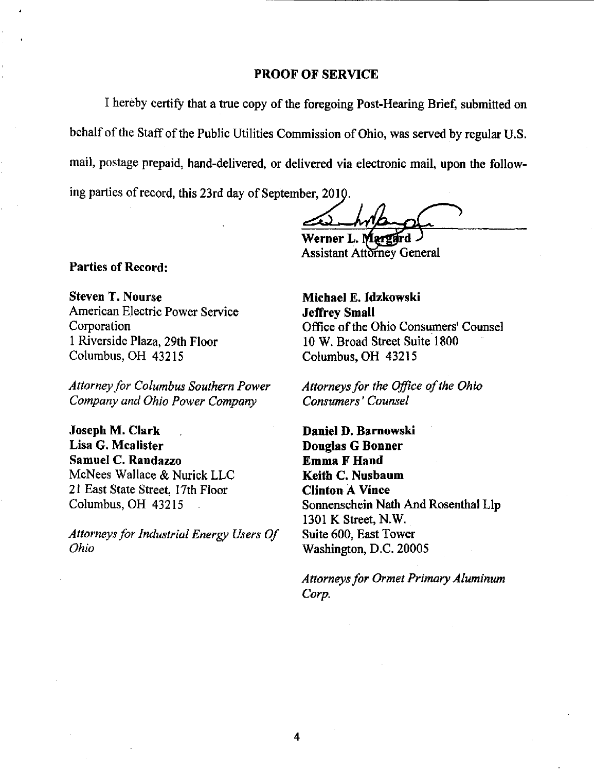## PROOF OF SERVICE

I hereby certify that a true copy of the foregoing Post-Hearing Brief, submitted on behalf of the Staff of the Public Utilities Commission of Ohio, was served by regular U.S. mail, postage prepaid, hand-delivered, or delivered via electronic mail, upon the following parties of record, this 23rd day of September, 2010.

Werner L. Margard
Assistant Attorney General

**Parties of Record:**

**Steven T. Nourse**
American Electric Power Service Corporation
1 Riverside Plaza, 29th Floor
Columbus, OH 43215

*Attorney for Columbus Southern Power Company and Ohio Power Company*

**Michael E. Idzkowski**
**Jeffrey Small**
Office of the Ohio Consumers' Counsel
10 W. Broad Street Suite 1800
Columbus, OH 43215

*Attorneys for the Office of the Ohio Consumers' Counsel*

**Joseph M. Clark**
**Lisa G. Mcalister**
**Samuel C. Randazzo**
McNees Wallace & Nurick LLC
21 East State Street, 17th Floor
Columbus, OH 43215

*Attorneys for Industrial Energy Users Of Ohio*

**Daniel D. Barnowski**
**Douglas G Bonner**
**Emma F Hand**
**Keith C. Nusbaum**
**Clinton A Vince**
Sonnenschein Nath And Rosenthal Llp
1301 K Street, N.W.
Suite 600, East Tower
Washington, D.C. 20005

*Attorneys for Ormet Primary Aluminum Corp.*